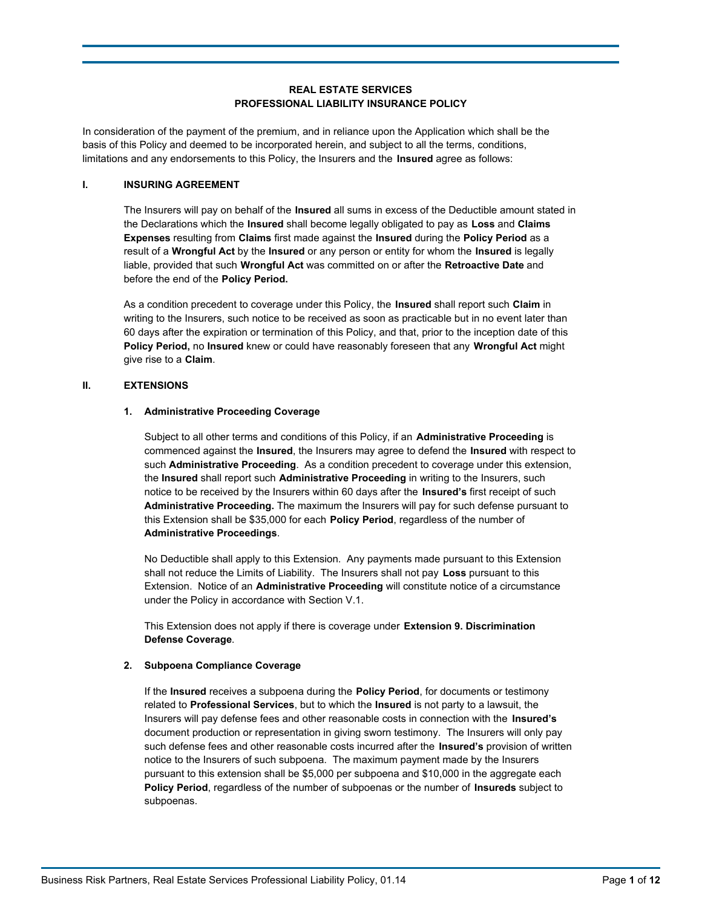# REAL ESTATE SERVICES
# PROFESSIONAL LIABILITY INSURANCE POLICY

In consideration of the payment of the premium, and in reliance upon the Application which shall be the basis of this Policy and deemed to be incorporated herein, and subject to all the terms, conditions, limitations and any endorsements to this Policy, the Insurers and the **Insured** agree as follows:

## I. INSURING AGREEMENT

The Insurers will pay on behalf of the **Insured** all sums in excess of the Deductible amount stated in the Declarations which the **Insured** shall become legally obligated to pay as **Loss** and **Claims Expenses** resulting from **Claims** first made against the **Insured** during the **Policy Period** as a result of a **Wrongful Act** by the **Insured** or any person or entity for whom the **Insured** is legally liable, provided that such **Wrongful Act** was committed on or after the **Retroactive Date** and before the end of the **Policy Period.**

As a condition precedent to coverage under this Policy, the **Insured** shall report such **Claim** in writing to the Insurers, such notice to be received as soon as practicable but in no event later than 60 days after the expiration or termination of this Policy, and that, prior to the inception date of this **Policy Period,** no **Insured** knew or could have reasonably foreseen that any **Wrongful Act** might give rise to a **Claim**.

## II. EXTENSIONS

### 1. Administrative Proceeding Coverage

Subject to all other terms and conditions of this Policy, if an **Administrative Proceeding** is commenced against the **Insured**, the Insurers may agree to defend the **Insured** with respect to such **Administrative Proceeding**. As a condition precedent to coverage under this extension, the **Insured** shall report such **Administrative Proceeding** in writing to the Insurers, such notice to be received by the Insurers within 60 days after the **Insured's** first receipt of such **Administrative Proceeding.** The maximum the Insurers will pay for such defense pursuant to this Extension shall be $35,000 for each **Policy Period**, regardless of the number of **Administrative Proceedings**.

No Deductible shall apply to this Extension. Any payments made pursuant to this Extension shall not reduce the Limits of Liability. The Insurers shall not pay **Loss** pursuant to this Extension. Notice of an **Administrative Proceeding** will constitute notice of a circumstance under the Policy in accordance with Section V.1.

This Extension does not apply if there is coverage under **Extension 9. Discrimination Defense Coverage**.

### 2. Subpoena Compliance Coverage

If the **Insured** receives a subpoena during the **Policy Period**, for documents or testimony related to **Professional Services**, but to which the **Insured** is not party to a lawsuit, the Insurers will pay defense fees and other reasonable costs in connection with the **Insured's** document production or representation in giving sworn testimony. The Insurers will only pay such defense fees and other reasonable costs incurred after the **Insured's** provision of written notice to the Insurers of such subpoena. The maximum payment made by the Insurers pursuant to this extension shall be $5,000 per subpoena and $10,000 in the aggregate each **Policy Period**, regardless of the number of subpoenas or the number of **Insureds** subject to subpoenas.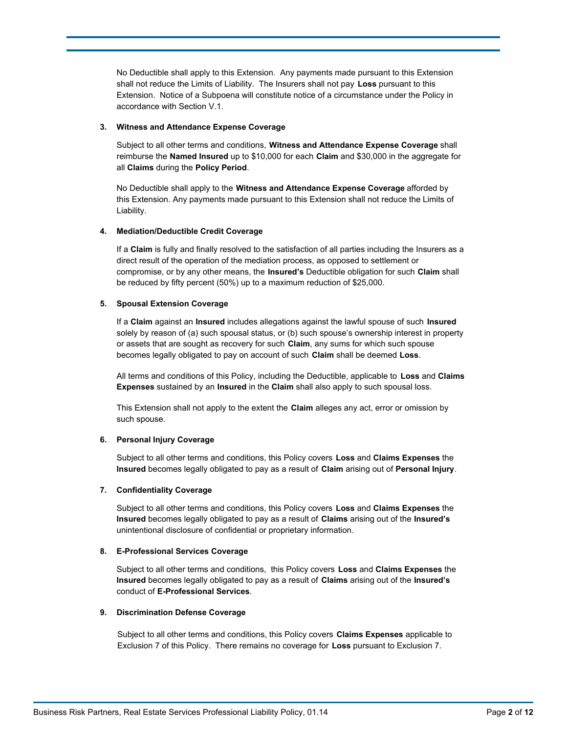No Deductible shall apply to this Extension. Any payments made pursuant to this Extension shall not reduce the Limits of Liability. The Insurers shall not pay **Loss** pursuant to this Extension. Notice of a Subpoena will constitute notice of a circumstance under the Policy in accordance with Section V.1.

**3. Witness and Attendance Expense Coverage**

Subject to all other terms and conditions, **Witness and Attendance Expense Coverage** shall reimburse the **Named Insured** up to $10,000 for each **Claim** and $30,000 in the aggregate for all **Claims** during the **Policy Period**.

No Deductible shall apply to the **Witness and Attendance Expense Coverage** afforded by this Extension. Any payments made pursuant to this Extension shall not reduce the Limits of Liability.

**4. Mediation/Deductible Credit Coverage**

If a **Claim** is fully and finally resolved to the satisfaction of all parties including the Insurers as a direct result of the operation of the mediation process, as opposed to settlement or compromise, or by any other means, the **Insured's** Deductible obligation for such **Claim** shall be reduced by fifty percent (50%) up to a maximum reduction of $25,000.

**5. Spousal Extension Coverage**

If a **Claim** against an **Insured** includes allegations against the lawful spouse of such **Insured** solely by reason of (a) such spousal status, or (b) such spouse's ownership interest in property or assets that are sought as recovery for such **Claim**, any sums for which such spouse becomes legally obligated to pay on account of such **Claim** shall be deemed **Loss**.

All terms and conditions of this Policy, including the Deductible, applicable to **Loss** and **Claims Expenses** sustained by an **Insured** in the **Claim** shall also apply to such spousal loss.

This Extension shall not apply to the extent the **Claim** alleges any act, error or omission by such spouse.

**6. Personal Injury Coverage**

Subject to all other terms and conditions, this Policy covers **Loss** and **Claims Expenses** the **Insured** becomes legally obligated to pay as a result of **Claim** arising out of **Personal Injury**.

**7. Confidentiality Coverage**

Subject to all other terms and conditions, this Policy covers **Loss** and **Claims Expenses** the **Insured** becomes legally obligated to pay as a result of **Claims** arising out of the **Insured's** unintentional disclosure of confidential or proprietary information.

**8. E-Professional Services Coverage**

Subject to all other terms and conditions, this Policy covers **Loss** and **Claims Expenses** the **Insured** becomes legally obligated to pay as a result of **Claims** arising out of the **Insured's** conduct of **E-Professional Services**.

**9. Discrimination Defense Coverage**

Subject to all other terms and conditions, this Policy covers **Claims Expenses** applicable to Exclusion 7 of this Policy. There remains no coverage for **Loss** pursuant to Exclusion 7.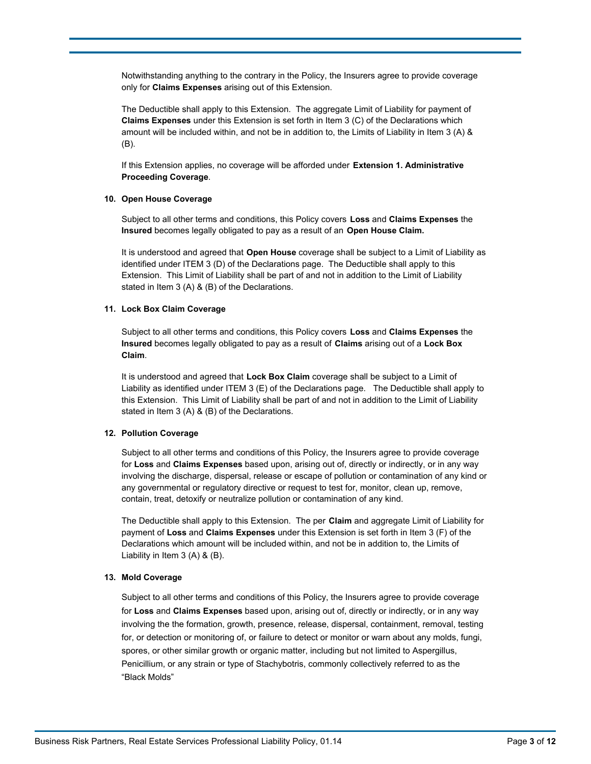Notwithstanding anything to the contrary in the Policy, the Insurers agree to provide coverage only for **Claims Expenses** arising out of this Extension.

The Deductible shall apply to this Extension. The aggregate Limit of Liability for payment of **Claims Expenses** under this Extension is set forth in Item 3 (C) of the Declarations which amount will be included within, and not be in addition to, the Limits of Liability in Item 3 (A) & (B).

If this Extension applies, no coverage will be afforded under **Extension 1. Administrative Proceeding Coverage**.

**10. Open House Coverage**

Subject to all other terms and conditions, this Policy covers **Loss** and **Claims Expenses** the **Insured** becomes legally obligated to pay as a result of an **Open House Claim.**

It is understood and agreed that **Open House** coverage shall be subject to a Limit of Liability as identified under ITEM 3 (D) of the Declarations page. The Deductible shall apply to this Extension. This Limit of Liability shall be part of and not in addition to the Limit of Liability stated in Item 3 (A) & (B) of the Declarations.

**11. Lock Box Claim Coverage**

Subject to all other terms and conditions, this Policy covers **Loss** and **Claims Expenses** the **Insured** becomes legally obligated to pay as a result of **Claims** arising out of a **Lock Box Claim**.

It is understood and agreed that **Lock Box Claim** coverage shall be subject to a Limit of Liability as identified under ITEM 3 (E) of the Declarations page. The Deductible shall apply to this Extension. This Limit of Liability shall be part of and not in addition to the Limit of Liability stated in Item 3 (A) & (B) of the Declarations.

**12. Pollution Coverage**

Subject to all other terms and conditions of this Policy, the Insurers agree to provide coverage for **Loss** and **Claims Expenses** based upon, arising out of, directly or indirectly, or in any way involving the discharge, dispersal, release or escape of pollution or contamination of any kind or any governmental or regulatory directive or request to test for, monitor, clean up, remove, contain, treat, detoxify or neutralize pollution or contamination of any kind.

The Deductible shall apply to this Extension. The per **Claim** and aggregate Limit of Liability for payment of **Loss** and **Claims Expenses** under this Extension is set forth in Item 3 (F) of the Declarations which amount will be included within, and not be in addition to, the Limits of Liability in Item 3 (A) & (B).

**13. Mold Coverage**

Subject to all other terms and conditions of this Policy, the Insurers agree to provide coverage for **Loss** and **Claims Expenses** based upon, arising out of, directly or indirectly, or in any way involving the the formation, growth, presence, release, dispersal, containment, removal, testing for, or detection or monitoring of, or failure to detect or monitor or warn about any molds, fungi, spores, or other similar growth or organic matter, including but not limited to Aspergillus, Penicillium, or any strain or type of Stachybotris, commonly collectively referred to as the "Black Molds"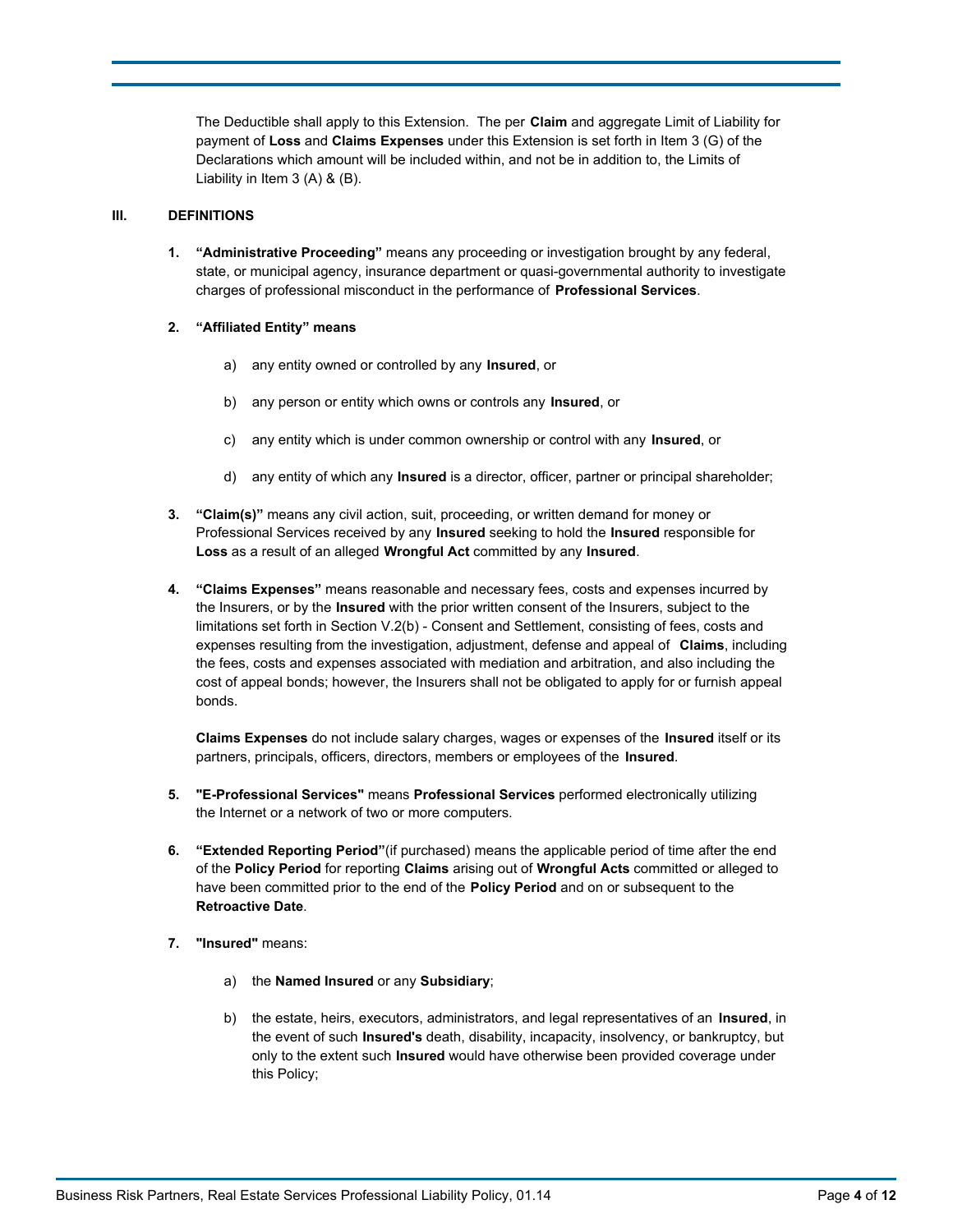The Deductible shall apply to this Extension. The per **Claim** and aggregate Limit of Liability for payment of **Loss** and **Claims Expenses** under this Extension is set forth in Item 3 (G) of the Declarations which amount will be included within, and not be in addition to, the Limits of Liability in Item 3 (A) & (B).

## III. DEFINITIONS

1. **"Administrative Proceeding"** means any proceeding or investigation brought by any federal, state, or municipal agency, insurance department or quasi-governmental authority to investigate charges of professional misconduct in the performance of **Professional Services**.

2. **"Affiliated Entity" means**

   a) any entity owned or controlled by any **Insured**, or

   b) any person or entity which owns or controls any **Insured**, or

   c) any entity which is under common ownership or control with any **Insured**, or

   d) any entity of which any **Insured** is a director, officer, partner or principal shareholder;

3. **"Claim(s)"** means any civil action, suit, proceeding, or written demand for money or Professional Services received by any **Insured** seeking to hold the **Insured** responsible for **Loss** as a result of an alleged **Wrongful Act** committed by any **Insured**.

4. **"Claims Expenses"** means reasonable and necessary fees, costs and expenses incurred by the Insurers, or by the **Insured** with the prior written consent of the Insurers, subject to the limitations set forth in Section V.2(b) - Consent and Settlement, consisting of fees, costs and expenses resulting from the investigation, adjustment, defense and appeal of **Claims**, including the fees, costs and expenses associated with mediation and arbitration, and also including the cost of appeal bonds; however, the Insurers shall not be obligated to apply for or furnish appeal bonds.

   **Claims Expenses** do not include salary charges, wages or expenses of the **Insured** itself or its partners, principals, officers, directors, members or employees of the **Insured**.

5. **"E-Professional Services"** means **Professional Services** performed electronically utilizing the Internet or a network of two or more computers.

6. **"Extended Reporting Period"**(if purchased) means the applicable period of time after the end of the **Policy Period** for reporting **Claims** arising out of **Wrongful Acts** committed or alleged to have been committed prior to the end of the **Policy Period** and on or subsequent to the **Retroactive Date**.

7. **"Insured"** means:

   a) the **Named Insured** or any **Subsidiary**;

   b) the estate, heirs, executors, administrators, and legal representatives of an **Insured**, in the event of such **Insured's** death, disability, incapacity, insolvency, or bankruptcy, but only to the extent such **Insured** would have otherwise been provided coverage under this Policy;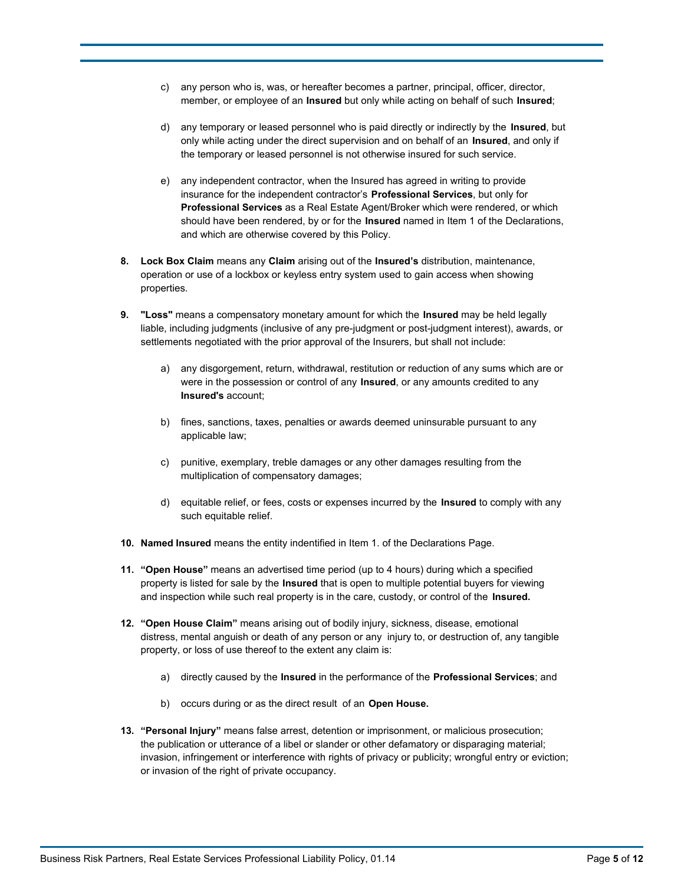c) any person who is, was, or hereafter becomes a partner, principal, officer, director, member, or employee of an **Insured** but only while acting on behalf of such **Insured**;

d) any temporary or leased personnel who is paid directly or indirectly by the **Insured**, but only while acting under the direct supervision and on behalf of an **Insured**, and only if the temporary or leased personnel is not otherwise insured for such service.

e) any independent contractor, when the Insured has agreed in writing to provide insurance for the independent contractor's **Professional Services**, but only for **Professional Services** as a Real Estate Agent/Broker which were rendered, or which should have been rendered, by or for the **Insured** named in Item 1 of the Declarations, and which are otherwise covered by this Policy.

**8. Lock Box Claim** means any **Claim** arising out of the **Insured's** distribution, maintenance, operation or use of a lockbox or keyless entry system used to gain access when showing properties.

**9. "Loss"** means a compensatory monetary amount for which the **Insured** may be held legally liable, including judgments (inclusive of any pre-judgment or post-judgment interest), awards, or settlements negotiated with the prior approval of the Insurers, but shall not include:

a) any disgorgement, return, withdrawal, restitution or reduction of any sums which are or were in the possession or control of any **Insured**, or any amounts credited to any **Insured's** account;

b) fines, sanctions, taxes, penalties or awards deemed uninsurable pursuant to any applicable law;

c) punitive, exemplary, treble damages or any other damages resulting from the multiplication of compensatory damages;

d) equitable relief, or fees, costs or expenses incurred by the **Insured** to comply with any such equitable relief.

**10. Named Insured** means the entity indentified in Item 1. of the Declarations Page.

**11. "Open House"** means an advertised time period (up to 4 hours) during which a specified property is listed for sale by the **Insured** that is open to multiple potential buyers for viewing and inspection while such real property is in the care, custody, or control of the **Insured.**

**12. "Open House Claim"** means arising out of bodily injury, sickness, disease, emotional distress, mental anguish or death of any person or any injury to, or destruction of, any tangible property, or loss of use thereof to the extent any claim is:

a) directly caused by the **Insured** in the performance of the **Professional Services**; and

b) occurs during or as the direct result of an **Open House.**

**13. "Personal Injury"** means false arrest, detention or imprisonment, or malicious prosecution; the publication or utterance of a libel or slander or other defamatory or disparaging material; invasion, infringement or interference with rights of privacy or publicity; wrongful entry or eviction; or invasion of the right of private occupancy.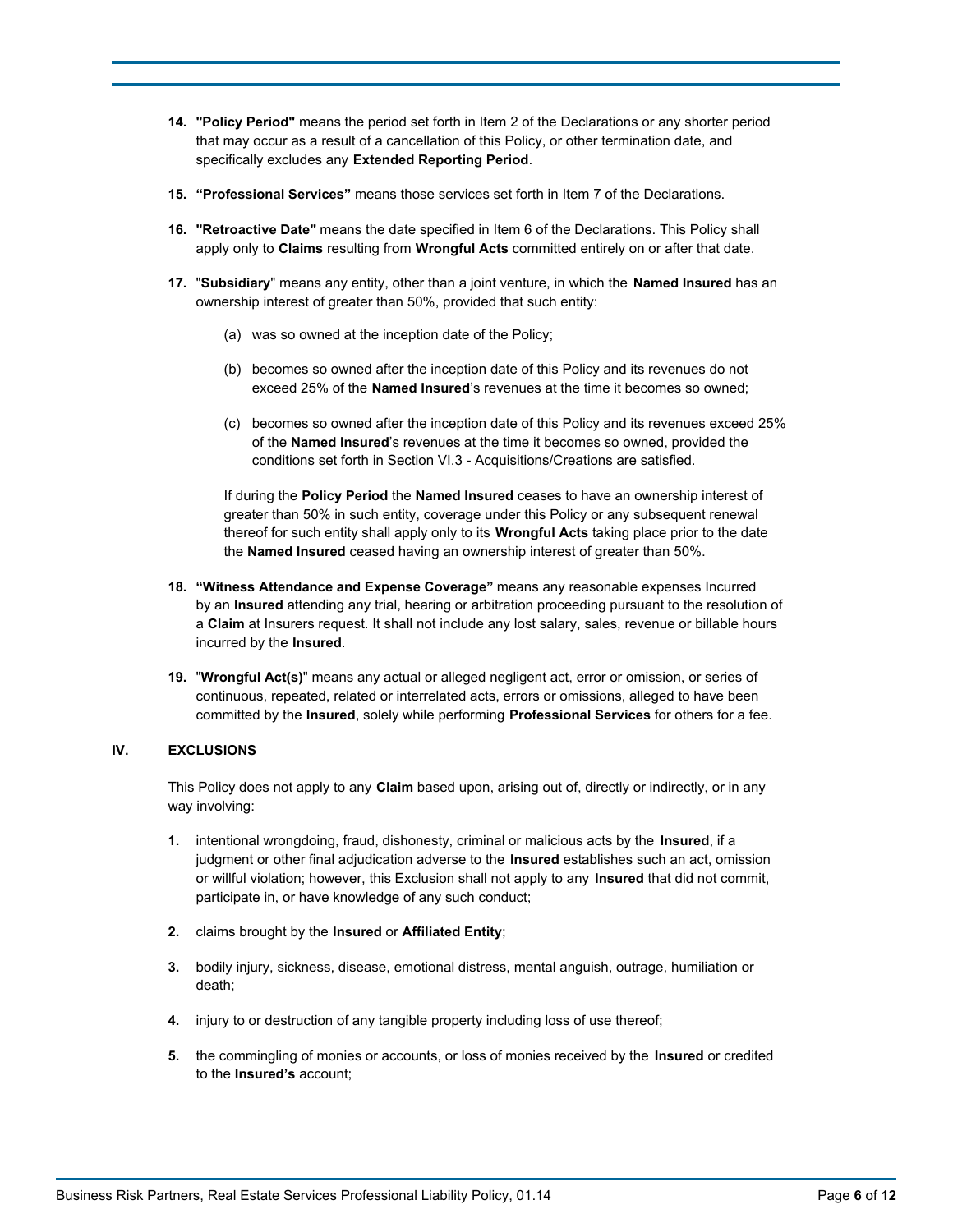14. **"Policy Period"** means the period set forth in Item 2 of the Declarations or any shorter period that may occur as a result of a cancellation of this Policy, or other termination date, and specifically excludes any **Extended Reporting Period**.

15. **"Professional Services"** means those services set forth in Item 7 of the Declarations.

16. **"Retroactive Date"** means the date specified in Item 6 of the Declarations. This Policy shall apply only to **Claims** resulting from **Wrongful Acts** committed entirely on or after that date.

17. "**Subsidiary**" means any entity, other than a joint venture, in which the **Named Insured** has an ownership interest of greater than 50%, provided that such entity:

    (a) was so owned at the inception date of the Policy;

    (b) becomes so owned after the inception date of this Policy and its revenues do not exceed 25% of the **Named Insured**'s revenues at the time it becomes so owned;

    (c) becomes so owned after the inception date of this Policy and its revenues exceed 25% of the **Named Insured**'s revenues at the time it becomes so owned, provided the conditions set forth in Section VI.3 - Acquisitions/Creations are satisfied.

    If during the **Policy Period** the **Named Insured** ceases to have an ownership interest of greater than 50% in such entity, coverage under this Policy or any subsequent renewal thereof for such entity shall apply only to its **Wrongful Acts** taking place prior to the date the **Named Insured** ceased having an ownership interest of greater than 50%.

18. **"Witness Attendance and Expense Coverage"** means any reasonable expenses Incurred by an **Insured** attending any trial, hearing or arbitration proceeding pursuant to the resolution of a **Claim** at Insurers request. It shall not include any lost salary, sales, revenue or billable hours incurred by the **Insured**.

19. "**Wrongful Act(s)**" means any actual or alleged negligent act, error or omission, or series of continuous, repeated, related or interrelated acts, errors or omissions, alleged to have been committed by the **Insured**, solely while performing **Professional Services** for others for a fee.

## IV. EXCLUSIONS

This Policy does not apply to any **Claim** based upon, arising out of, directly or indirectly, or in any way involving:

1. intentional wrongdoing, fraud, dishonesty, criminal or malicious acts by the **Insured**, if a judgment or other final adjudication adverse to the **Insured** establishes such an act, omission or willful violation; however, this Exclusion shall not apply to any **Insured** that did not commit, participate in, or have knowledge of any such conduct;

2. claims brought by the **Insured** or **Affiliated Entity**;

3. bodily injury, sickness, disease, emotional distress, mental anguish, outrage, humiliation or death;

4. injury to or destruction of any tangible property including loss of use thereof;

5. the commingling of monies or accounts, or loss of monies received by the **Insured** or credited to the **Insured's** account;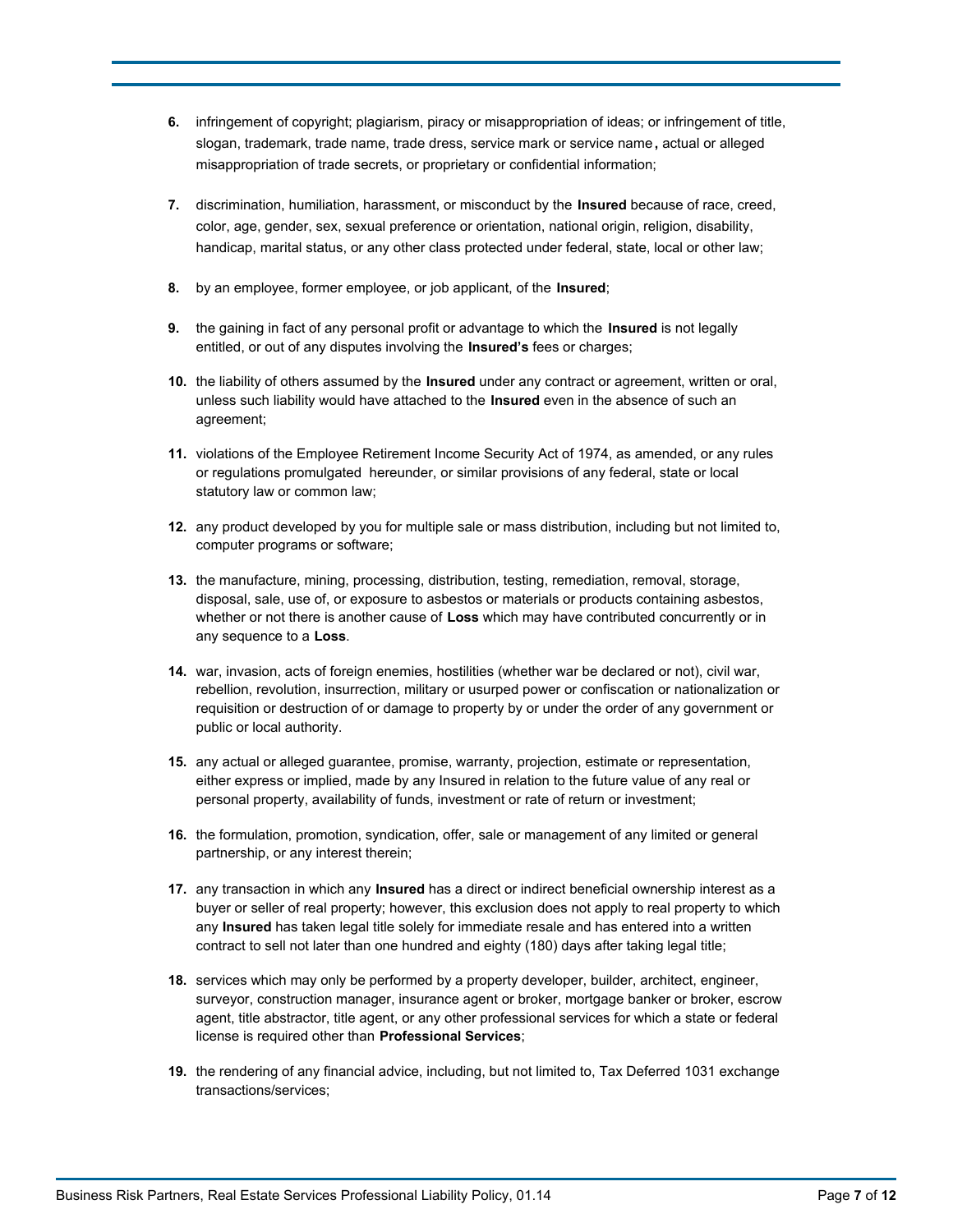**6.** infringement of copyright; plagiarism, piracy or misappropriation of ideas; or infringement of title, slogan, trademark, trade name, trade dress, service mark or service name**,** actual or alleged misappropriation of trade secrets, or proprietary or confidential information;

**7.** discrimination, humiliation, harassment, or misconduct by the **Insured** because of race, creed, color, age, gender, sex, sexual preference or orientation, national origin, religion, disability, handicap, marital status, or any other class protected under federal, state, local or other law;

**8.** by an employee, former employee, or job applicant, of the **Insured**;

**9.** the gaining in fact of any personal profit or advantage to which the **Insured** is not legally entitled, or out of any disputes involving the **Insured's** fees or charges;

**10.** the liability of others assumed by the **Insured** under any contract or agreement, written or oral, unless such liability would have attached to the **Insured** even in the absence of such an agreement;

**11.** violations of the Employee Retirement Income Security Act of 1974, as amended, or any rules or regulations promulgated hereunder, or similar provisions of any federal, state or local statutory law or common law;

**12.** any product developed by you for multiple sale or mass distribution, including but not limited to, computer programs or software;

**13.** the manufacture, mining, processing, distribution, testing, remediation, removal, storage, disposal, sale, use of, or exposure to asbestos or materials or products containing asbestos, whether or not there is another cause of **Loss** which may have contributed concurrently or in any sequence to a **Loss**.

**14.** war, invasion, acts of foreign enemies, hostilities (whether war be declared or not), civil war, rebellion, revolution, insurrection, military or usurped power or confiscation or nationalization or requisition or destruction of or damage to property by or under the order of any government or public or local authority.

**15.** any actual or alleged guarantee, promise, warranty, projection, estimate or representation, either express or implied, made by any Insured in relation to the future value of any real or personal property, availability of funds, investment or rate of return or investment;

**16.** the formulation, promotion, syndication, offer, sale or management of any limited or general partnership, or any interest therein;

**17.** any transaction in which any **Insured** has a direct or indirect beneficial ownership interest as a buyer or seller of real property; however, this exclusion does not apply to real property to which any **Insured** has taken legal title solely for immediate resale and has entered into a written contract to sell not later than one hundred and eighty (180) days after taking legal title;

**18.** services which may only be performed by a property developer, builder, architect, engineer, surveyor, construction manager, insurance agent or broker, mortgage banker or broker, escrow agent, title abstractor, title agent, or any other professional services for which a state or federal license is required other than **Professional Services**;

**19.** the rendering of any financial advice, including, but not limited to, Tax Deferred 1031 exchange transactions/services;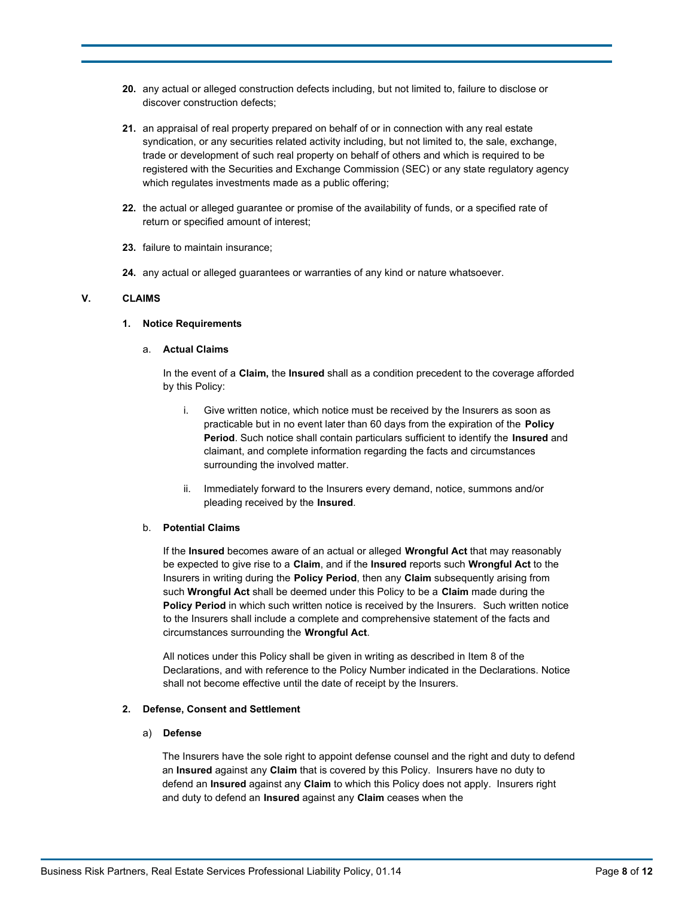**20.** any actual or alleged construction defects including, but not limited to, failure to disclose or discover construction defects;

**21.** an appraisal of real property prepared on behalf of or in connection with any real estate syndication, or any securities related activity including, but not limited to, the sale, exchange, trade or development of such real property on behalf of others and which is required to be registered with the Securities and Exchange Commission (SEC) or any state regulatory agency which regulates investments made as a public offering;

**22.** the actual or alleged guarantee or promise of the availability of funds, or a specified rate of return or specified amount of interest;

**23.** failure to maintain insurance;

**24.** any actual or alleged guarantees or warranties of any kind or nature whatsoever.

## V. CLAIMS

### 1. Notice Requirements

#### a. Actual Claims

In the event of a **Claim,** the **Insured** shall as a condition precedent to the coverage afforded by this Policy:

i. Give written notice, which notice must be received by the Insurers as soon as practicable but in no event later than 60 days from the expiration of the **Policy Period**. Such notice shall contain particulars sufficient to identify the **Insured** and claimant, and complete information regarding the facts and circumstances surrounding the involved matter.

ii. Immediately forward to the Insurers every demand, notice, summons and/or pleading received by the **Insured**.

#### b. Potential Claims

If the **Insured** becomes aware of an actual or alleged **Wrongful Act** that may reasonably be expected to give rise to a **Claim**, and if the **Insured** reports such **Wrongful Act** to the Insurers in writing during the **Policy Period**, then any **Claim** subsequently arising from such **Wrongful Act** shall be deemed under this Policy to be a **Claim** made during the **Policy Period** in which such written notice is received by the Insurers. Such written notice to the Insurers shall include a complete and comprehensive statement of the facts and circumstances surrounding the **Wrongful Act**.

All notices under this Policy shall be given in writing as described in Item 8 of the Declarations, and with reference to the Policy Number indicated in the Declarations. Notice shall not become effective until the date of receipt by the Insurers.

### 2. Defense, Consent and Settlement

#### a) Defense

The Insurers have the sole right to appoint defense counsel and the right and duty to defend an **Insured** against any **Claim** that is covered by this Policy. Insurers have no duty to defend an **Insured** against any **Claim** to which this Policy does not apply. Insurers right and duty to defend an **Insured** against any **Claim** ceases when the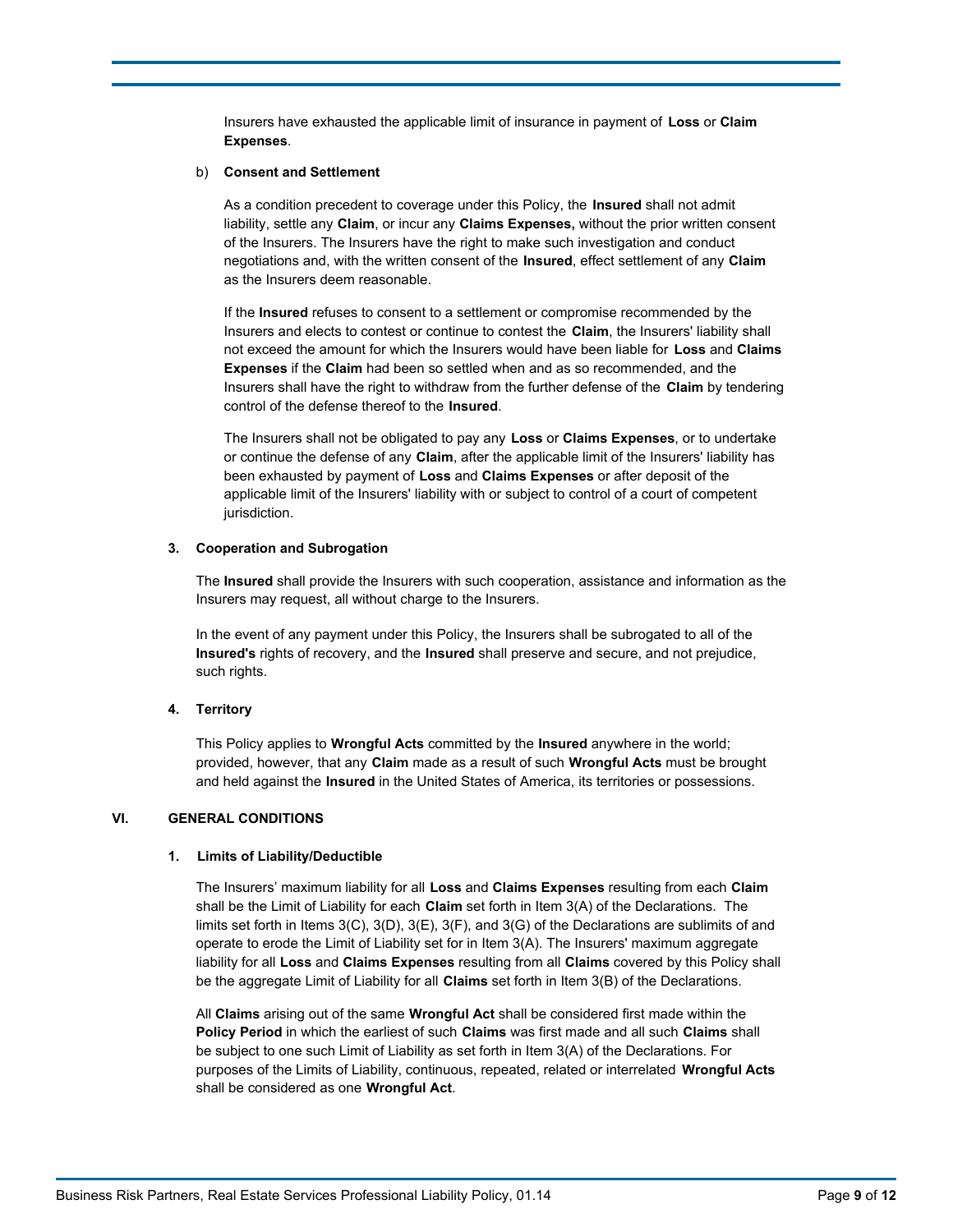Insurers have exhausted the applicable limit of insurance in payment of **Loss** or **Claim Expenses**.

b) **Consent and Settlement**

As a condition precedent to coverage under this Policy, the **Insured** shall not admit liability, settle any **Claim**, or incur any **Claims Expenses,** without the prior written consent of the Insurers. The Insurers have the right to make such investigation and conduct negotiations and, with the written consent of the **Insured**, effect settlement of any **Claim** as the Insurers deem reasonable.

If the **Insured** refuses to consent to a settlement or compromise recommended by the Insurers and elects to contest or continue to contest the **Claim**, the Insurers' liability shall not exceed the amount for which the Insurers would have been liable for **Loss** and **Claims Expenses** if the **Claim** had been so settled when and as so recommended, and the Insurers shall have the right to withdraw from the further defense of the **Claim** by tendering control of the defense thereof to the **Insured**.

The Insurers shall not be obligated to pay any **Loss** or **Claims Expenses**, or to undertake or continue the defense of any **Claim**, after the applicable limit of the Insurers' liability has been exhausted by payment of **Loss** and **Claims Expenses** or after deposit of the applicable limit of the Insurers' liability with or subject to control of a court of competent jurisdiction.

**3. Cooperation and Subrogation**

The **Insured** shall provide the Insurers with such cooperation, assistance and information as the Insurers may request, all without charge to the Insurers.

In the event of any payment under this Policy, the Insurers shall be subrogated to all of the **Insured's** rights of recovery, and the **Insured** shall preserve and secure, and not prejudice, such rights.

**4. Territory**

This Policy applies to **Wrongful Acts** committed by the **Insured** anywhere in the world; provided, however, that any **Claim** made as a result of such **Wrongful Acts** must be brought and held against the **Insured** in the United States of America, its territories or possessions.

## VI. GENERAL CONDITIONS

**1. Limits of Liability/Deductible**

The Insurers' maximum liability for all **Loss** and **Claims Expenses** resulting from each **Claim** shall be the Limit of Liability for each **Claim** set forth in Item 3(A) of the Declarations. The limits set forth in Items 3(C), 3(D), 3(E), 3(F), and 3(G) of the Declarations are sublimits of and operate to erode the Limit of Liability set for in Item 3(A). The Insurers' maximum aggregate liability for all **Loss** and **Claims Expenses** resulting from all **Claims** covered by this Policy shall be the aggregate Limit of Liability for all **Claims** set forth in Item 3(B) of the Declarations.

All **Claims** arising out of the same **Wrongful Act** shall be considered first made within the **Policy Period** in which the earliest of such **Claims** was first made and all such **Claims** shall be subject to one such Limit of Liability as set forth in Item 3(A) of the Declarations. For purposes of the Limits of Liability, continuous, repeated, related or interrelated **Wrongful Acts** shall be considered as one **Wrongful Act**.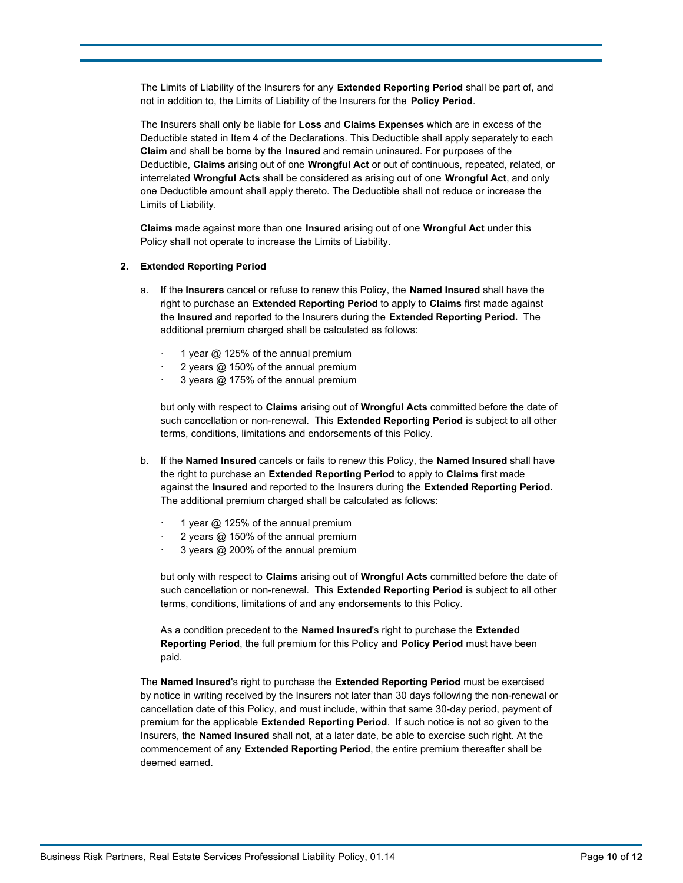The Limits of Liability of the Insurers for any **Extended Reporting Period** shall be part of, and not in addition to, the Limits of Liability of the Insurers for the **Policy Period**.

The Insurers shall only be liable for **Loss** and **Claims Expenses** which are in excess of the Deductible stated in Item 4 of the Declarations. This Deductible shall apply separately to each **Claim** and shall be borne by the **Insured** and remain uninsured. For purposes of the Deductible, **Claims** arising out of one **Wrongful Act** or out of continuous, repeated, related, or interrelated **Wrongful Acts** shall be considered as arising out of one **Wrongful Act**, and only one Deductible amount shall apply thereto. The Deductible shall not reduce or increase the Limits of Liability.

**Claims** made against more than one **Insured** arising out of one **Wrongful Act** under this Policy shall not operate to increase the Limits of Liability.

**2. Extended Reporting Period**

a. If the **Insurers** cancel or refuse to renew this Policy, the **Named Insured** shall have the right to purchase an **Extended Reporting Period** to apply to **Claims** first made against the **Insured** and reported to the Insurers during the **Extended Reporting Period.** The additional premium charged shall be calculated as follows:

- 1 year @ 125% of the annual premium
- 2 years @ 150% of the annual premium
- 3 years @ 175% of the annual premium

but only with respect to **Claims** arising out of **Wrongful Acts** committed before the date of such cancellation or non-renewal. This **Extended Reporting Period** is subject to all other terms, conditions, limitations and endorsements of this Policy.

b. If the **Named Insured** cancels or fails to renew this Policy, the **Named Insured** shall have the right to purchase an **Extended Reporting Period** to apply to **Claims** first made against the **Insured** and reported to the Insurers during the **Extended Reporting Period.** The additional premium charged shall be calculated as follows:

- 1 year @ 125% of the annual premium
- 2 years @ 150% of the annual premium
- 3 years @ 200% of the annual premium

but only with respect to **Claims** arising out of **Wrongful Acts** committed before the date of such cancellation or non-renewal. This **Extended Reporting Period** is subject to all other terms, conditions, limitations of and any endorsements to this Policy.

As a condition precedent to the **Named Insured**'s right to purchase the **Extended Reporting Period**, the full premium for this Policy and **Policy Period** must have been paid.

The **Named Insured**'s right to purchase the **Extended Reporting Period** must be exercised by notice in writing received by the Insurers not later than 30 days following the non-renewal or cancellation date of this Policy, and must include, within that same 30-day period, payment of premium for the applicable **Extended Reporting Period**. If such notice is not so given to the Insurers, the **Named Insured** shall not, at a later date, be able to exercise such right. At the commencement of any **Extended Reporting Period**, the entire premium thereafter shall be deemed earned.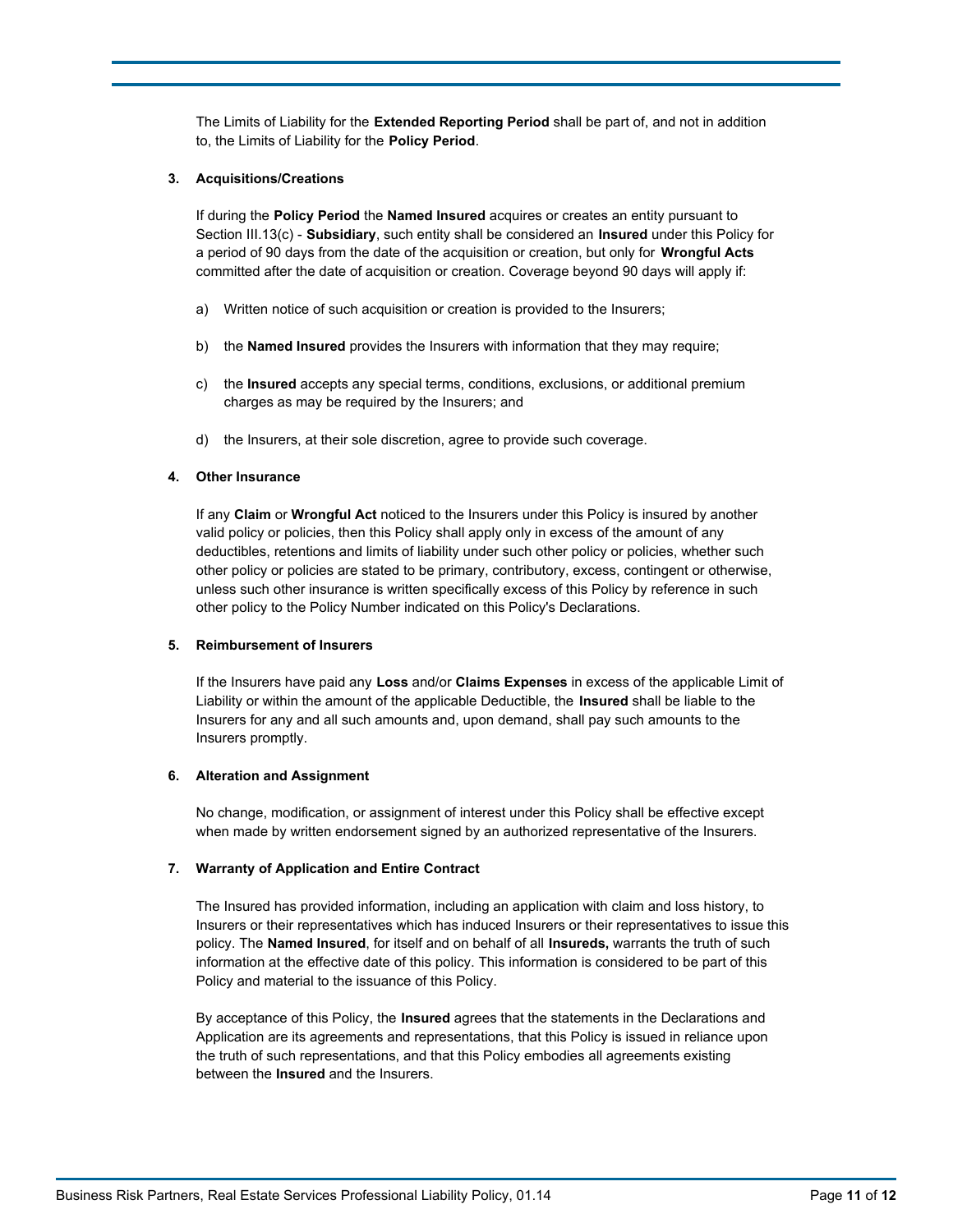The Limits of Liability for the **Extended Reporting Period** shall be part of, and not in addition to, the Limits of Liability for the **Policy Period**.

**3. Acquisitions/Creations**

If during the **Policy Period** the **Named Insured** acquires or creates an entity pursuant to Section III.13(c) - **Subsidiary**, such entity shall be considered an **Insured** under this Policy for a period of 90 days from the date of the acquisition or creation, but only for **Wrongful Acts** committed after the date of acquisition or creation. Coverage beyond 90 days will apply if:

a) Written notice of such acquisition or creation is provided to the Insurers;

b) the **Named Insured** provides the Insurers with information that they may require;

c) the **Insured** accepts any special terms, conditions, exclusions, or additional premium charges as may be required by the Insurers; and

d) the Insurers, at their sole discretion, agree to provide such coverage.

**4. Other Insurance**

If any **Claim** or **Wrongful Act** noticed to the Insurers under this Policy is insured by another valid policy or policies, then this Policy shall apply only in excess of the amount of any deductibles, retentions and limits of liability under such other policy or policies, whether such other policy or policies are stated to be primary, contributory, excess, contingent or otherwise, unless such other insurance is written specifically excess of this Policy by reference in such other policy to the Policy Number indicated on this Policy's Declarations.

**5. Reimbursement of Insurers**

If the Insurers have paid any **Loss** and/or **Claims Expenses** in excess of the applicable Limit of Liability or within the amount of the applicable Deductible, the **Insured** shall be liable to the Insurers for any and all such amounts and, upon demand, shall pay such amounts to the Insurers promptly.

**6. Alteration and Assignment**

No change, modification, or assignment of interest under this Policy shall be effective except when made by written endorsement signed by an authorized representative of the Insurers.

**7. Warranty of Application and Entire Contract**

The Insured has provided information, including an application with claim and loss history, to Insurers or their representatives which has induced Insurers or their representatives to issue this policy. The **Named Insured**, for itself and on behalf of all **Insureds,** warrants the truth of such information at the effective date of this policy. This information is considered to be part of this Policy and material to the issuance of this Policy.

By acceptance of this Policy, the **Insured** agrees that the statements in the Declarations and Application are its agreements and representations, that this Policy is issued in reliance upon the truth of such representations, and that this Policy embodies all agreements existing between the **Insured** and the Insurers.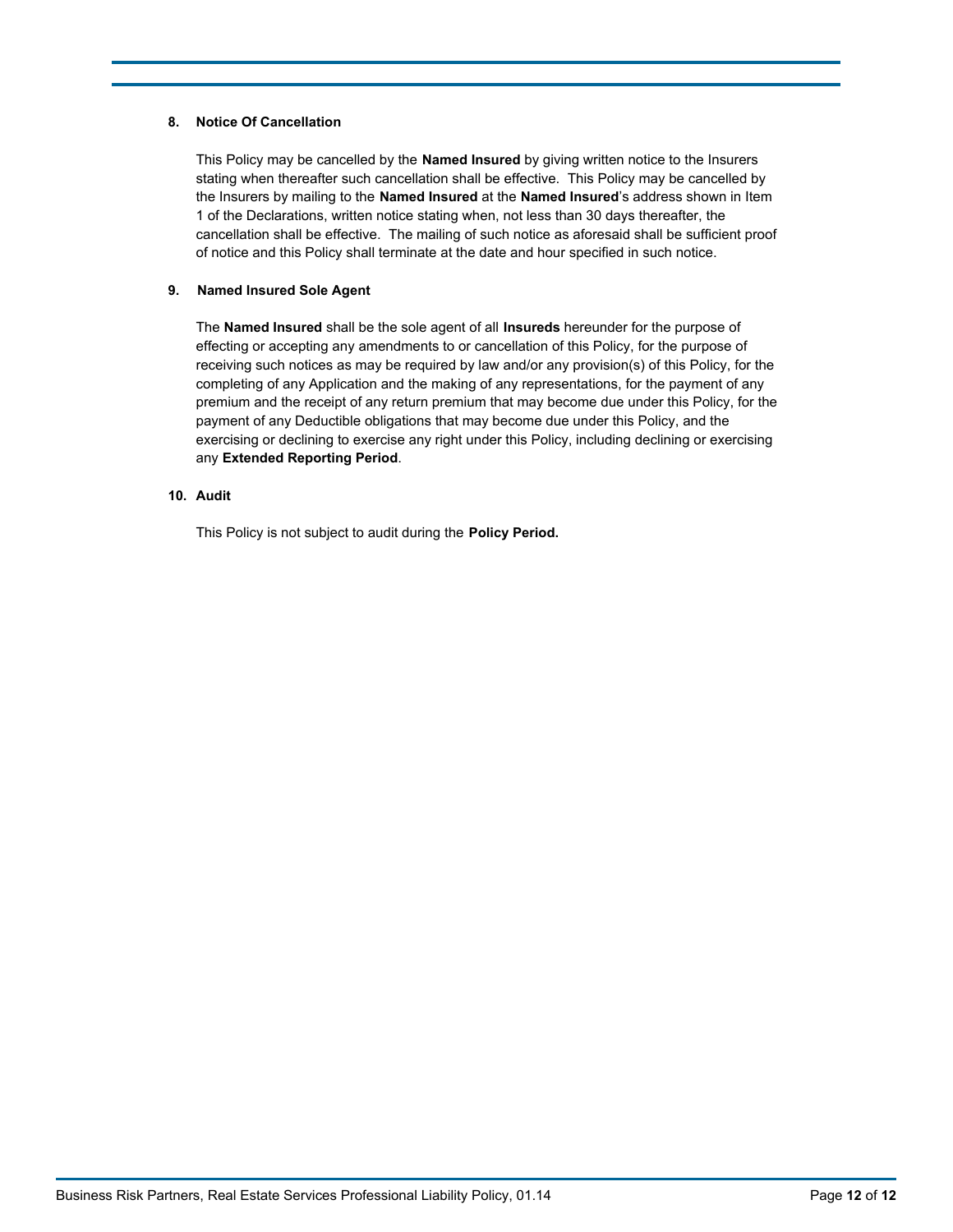**8. Notice Of Cancellation**

This Policy may be cancelled by the **Named Insured** by giving written notice to the Insurers stating when thereafter such cancellation shall be effective. This Policy may be cancelled by the Insurers by mailing to the **Named Insured** at the **Named Insured**'s address shown in Item 1 of the Declarations, written notice stating when, not less than 30 days thereafter, the cancellation shall be effective. The mailing of such notice as aforesaid shall be sufficient proof of notice and this Policy shall terminate at the date and hour specified in such notice.

**9. Named Insured Sole Agent**

The **Named Insured** shall be the sole agent of all **Insureds** hereunder for the purpose of effecting or accepting any amendments to or cancellation of this Policy, for the purpose of receiving such notices as may be required by law and/or any provision(s) of this Policy, for the completing of any Application and the making of any representations, for the payment of any premium and the receipt of any return premium that may become due under this Policy, for the payment of any Deductible obligations that may become due under this Policy, and the exercising or declining to exercise any right under this Policy, including declining or exercising any **Extended Reporting Period**.

**10. Audit**

This Policy is not subject to audit during the **Policy Period.**